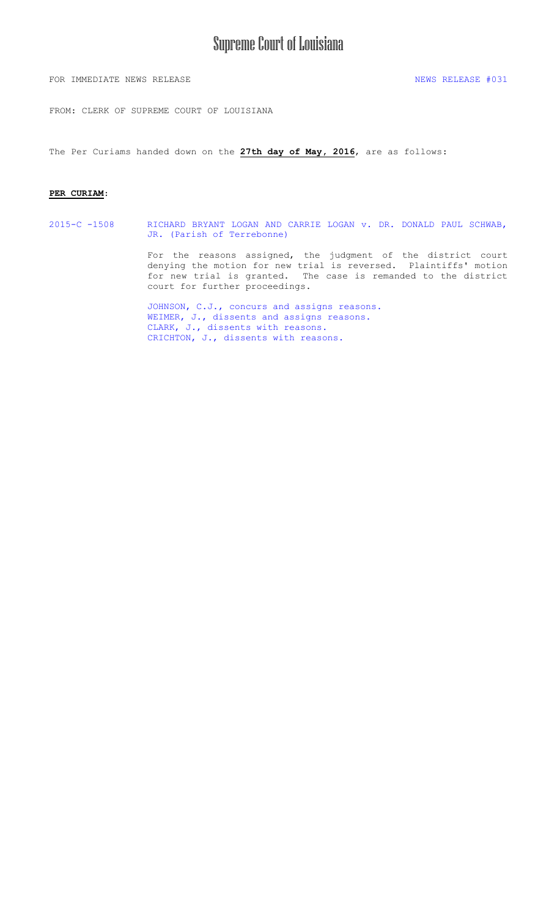# Supreme Court of Louisiana

FOR IMMEDIATE NEWS RELEASE NEWS RELEASE #031

FROM: CLERK OF SUPREME COURT OF LOUISIANA

The Per Curiams handed down on the **27th day of May, 2016**, are as follows:

**PER CURIAM:**

2015-C -1508 RICHARD BRYANT LOGAN AND CARRIE LOGAN v. DR. DONALD PAUL SCHWAB, JR. (Parish of Terrebonne)

For the reasons assigned, the judgment of the district court denying the motion for new trial is reversed. Plaintiffs' motion for new trial is granted. The case is remanded to the district court for further proceedings.

JOHNSON, C.J., concurs and assigns reasons.
WEIMER, J., dissents and assigns reasons.
CLARK, J., dissents with reasons.
CRICHTON, J., dissents with reasons.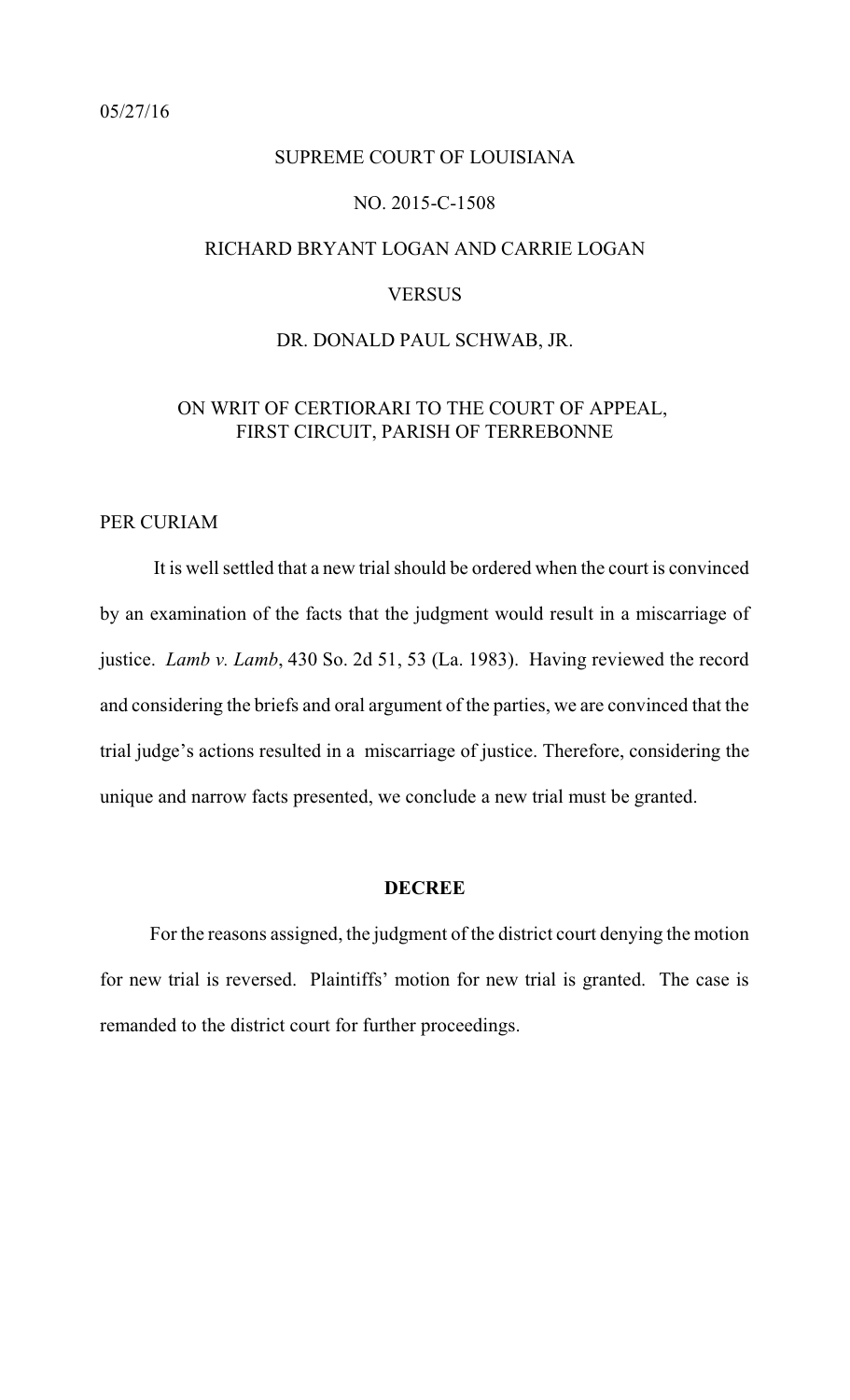05/27/16

SUPREME COURT OF LOUISIANA

NO. 2015-C-1508

RICHARD BRYANT LOGAN AND CARRIE LOGAN

VERSUS

DR. DONALD PAUL SCHWAB, JR.

ON WRIT OF CERTIORARI TO THE COURT OF APPEAL, FIRST CIRCUIT, PARISH OF TERREBONNE

PER CURIAM

It is well settled that a new trial should be ordered when the court is convinced by an examination of the facts that the judgment would result in a miscarriage of justice. *Lamb v. Lamb*, 430 So. 2d 51, 53 (La. 1983). Having reviewed the record and considering the briefs and oral argument of the parties, we are convinced that the trial judge's actions resulted in a miscarriage of justice. Therefore, considering the unique and narrow facts presented, we conclude a new trial must be granted.

**DECREE**

For the reasons assigned, the judgment of the district court denying the motion for new trial is reversed. Plaintiffs' motion for new trial is granted. The case is remanded to the district court for further proceedings.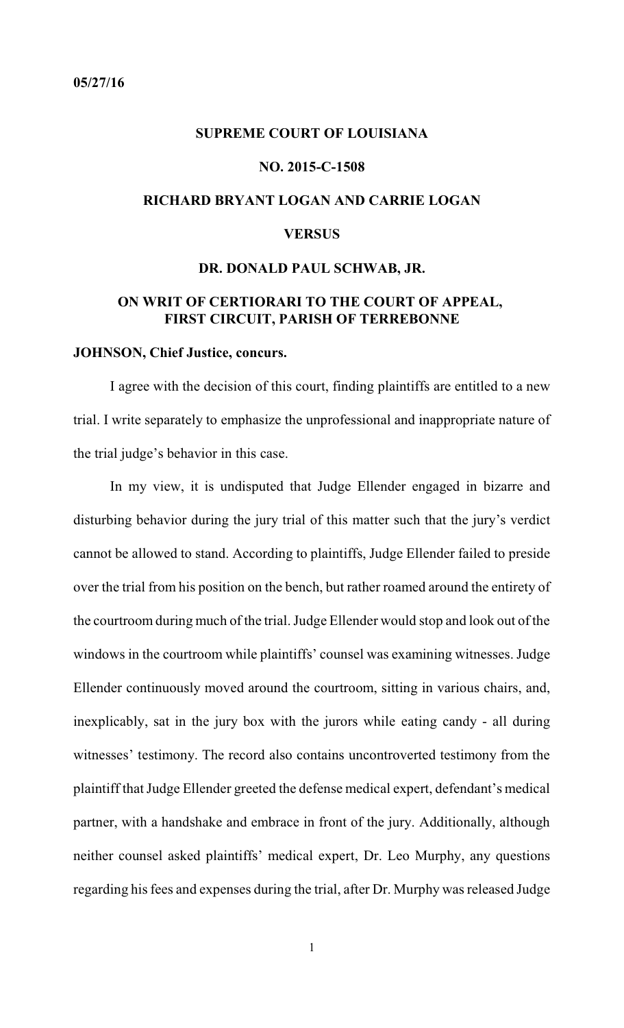**05/27/16**

**SUPREME COURT OF LOUISIANA**

**NO. 2015-C-1508**

**RICHARD BRYANT LOGAN AND CARRIE LOGAN**

**VERSUS**

**DR. DONALD PAUL SCHWAB, JR.**

**ON WRIT OF CERTIORARI TO THE COURT OF APPEAL, FIRST CIRCUIT, PARISH OF TERREBONNE**

**JOHNSON, Chief Justice, concurs.**

I agree with the decision of this court, finding plaintiffs are entitled to a new trial. I write separately to emphasize the unprofessional and inappropriate nature of the trial judge's behavior in this case.

In my view, it is undisputed that Judge Ellender engaged in bizarre and disturbing behavior during the jury trial of this matter such that the jury's verdict cannot be allowed to stand. According to plaintiffs, Judge Ellender failed to preside over the trial from his position on the bench, but rather roamed around the entirety of the courtroom during much of the trial. Judge Ellender would stop and look out of the windows in the courtroom while plaintiffs' counsel was examining witnesses. Judge Ellender continuously moved around the courtroom, sitting in various chairs, and, inexplicably, sat in the jury box with the jurors while eating candy - all during witnesses' testimony. The record also contains uncontroverted testimony from the plaintiff that Judge Ellender greeted the defense medical expert, defendant's medical partner, with a handshake and embrace in front of the jury. Additionally, although neither counsel asked plaintiffs' medical expert, Dr. Leo Murphy, any questions regarding his fees and expenses during the trial, after Dr. Murphy was released Judge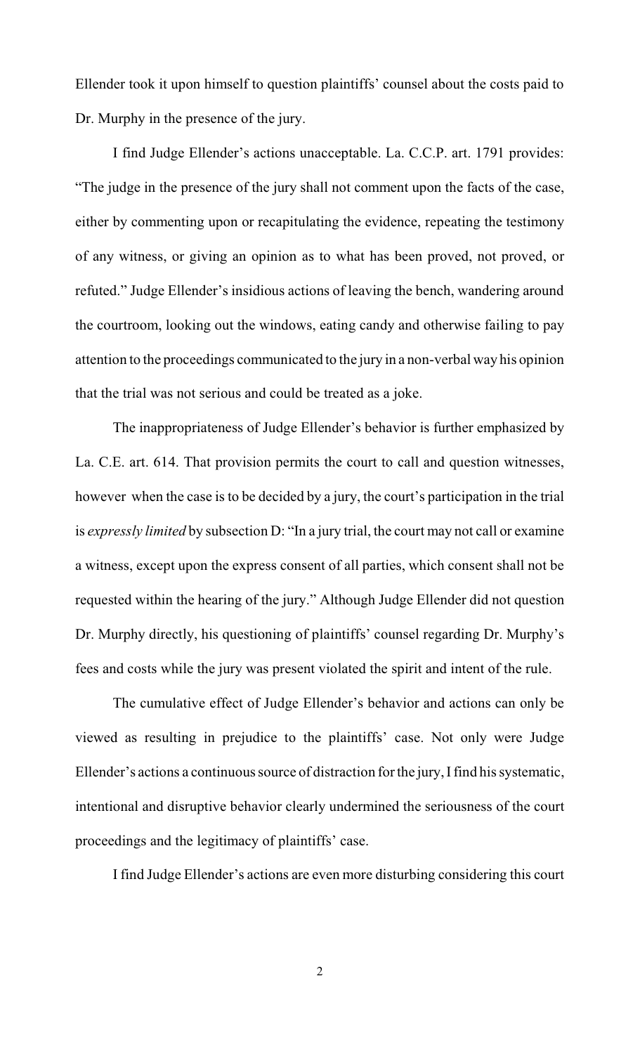Ellender took it upon himself to question plaintiffs' counsel about the costs paid to Dr. Murphy in the presence of the jury.

I find Judge Ellender's actions unacceptable. La. C.C.P. art. 1791 provides: "The judge in the presence of the jury shall not comment upon the facts of the case, either by commenting upon or recapitulating the evidence, repeating the testimony of any witness, or giving an opinion as to what has been proved, not proved, or refuted." Judge Ellender's insidious actions of leaving the bench, wandering around the courtroom, looking out the windows, eating candy and otherwise failing to pay attention to the proceedings communicated to the jury in a non-verbal way his opinion that the trial was not serious and could be treated as a joke.

The inappropriateness of Judge Ellender's behavior is further emphasized by La. C.E. art. 614. That provision permits the court to call and question witnesses, however when the case is to be decided by a jury, the court's participation in the trial is *expressly limited* by subsection D: "In a jury trial, the court may not call or examine a witness, except upon the express consent of all parties, which consent shall not be requested within the hearing of the jury." Although Judge Ellender did not question Dr. Murphy directly, his questioning of plaintiffs' counsel regarding Dr. Murphy's fees and costs while the jury was present violated the spirit and intent of the rule.

The cumulative effect of Judge Ellender's behavior and actions can only be viewed as resulting in prejudice to the plaintiffs' case. Not only were Judge Ellender's actions a continuous source of distraction for the jury, I find his systematic, intentional and disruptive behavior clearly undermined the seriousness of the court proceedings and the legitimacy of plaintiffs' case.

I find Judge Ellender's actions are even more disturbing considering this court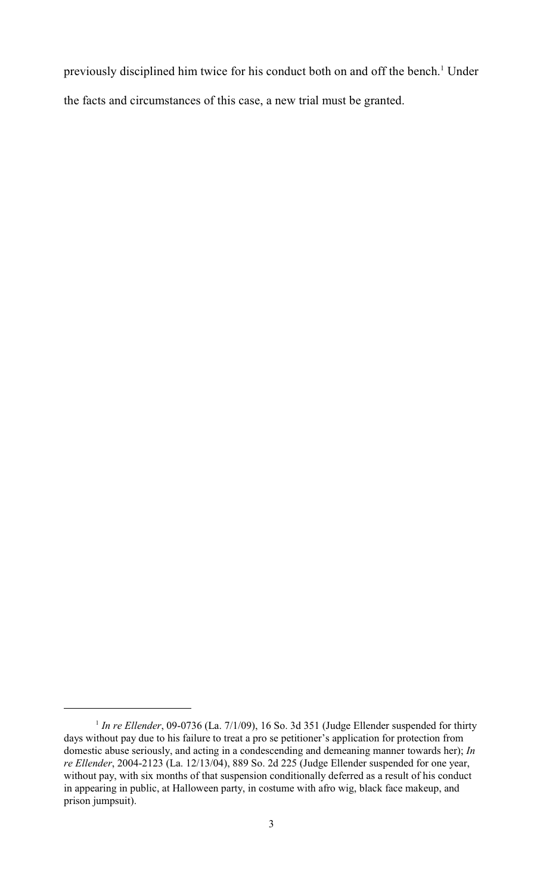previously disciplined him twice for his conduct both on and off the bench.[1] Under the facts and circumstances of this case, a new trial must be granted.

---

[1] *In re Ellender*, 09-0736 (La. 7/1/09), 16 So. 3d 351 (Judge Ellender suspended for thirty days without pay due to his failure to treat a pro se petitioner's application for protection from domestic abuse seriously, and acting in a condescending and demeaning manner towards her); *In re Ellender*, 2004-2123 (La. 12/13/04), 889 So. 2d 225 (Judge Ellender suspended for one year, without pay, with six months of that suspension conditionally deferred as a result of his conduct in appearing in public, at Halloween party, in costume with afro wig, black face makeup, and prison jumpsuit).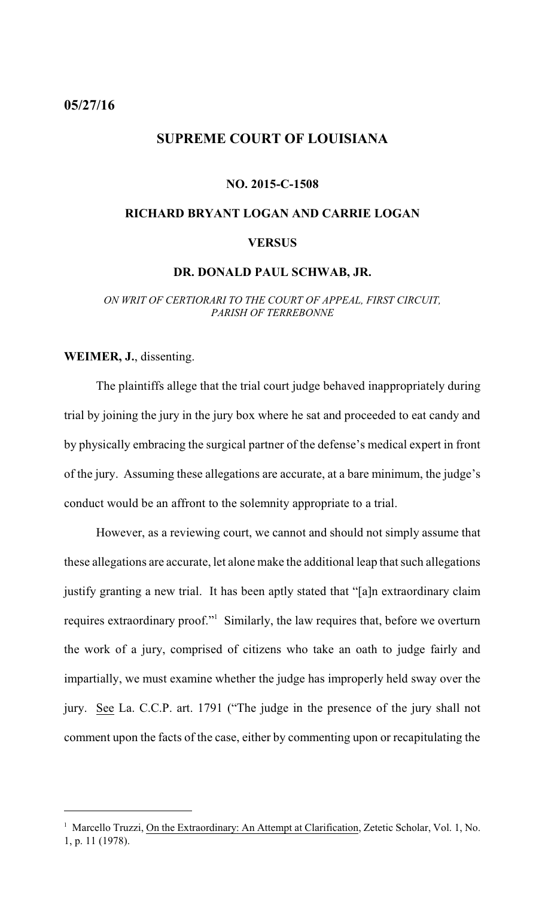**05/27/16**

## SUPREME COURT OF LOUISIANA

### NO. 2015-C-1508

### RICHARD BRYANT LOGAN AND CARRIE LOGAN

### VERSUS

### DR. DONALD PAUL SCHWAB, JR.

*ON WRIT OF CERTIORARI TO THE COURT OF APPEAL, FIRST CIRCUIT, PARISH OF TERREBONNE*

**WEIMER, J.**, dissenting.

The plaintiffs allege that the trial court judge behaved inappropriately during trial by joining the jury in the jury box where he sat and proceeded to eat candy and by physically embracing the surgical partner of the defense's medical expert in front of the jury. Assuming these allegations are accurate, at a bare minimum, the judge's conduct would be an affront to the solemnity appropriate to a trial.

However, as a reviewing court, we cannot and should not simply assume that these allegations are accurate, let alone make the additional leap that such allegations justify granting a new trial. It has been aptly stated that "[a]n extraordinary claim requires extraordinary proof."[1] Similarly, the law requires that, before we overturn the work of a jury, comprised of citizens who take an oath to judge fairly and impartially, we must examine whether the judge has improperly held sway over the jury. See La. C.C.P. art. 1791 ("The judge in the presence of the jury shall not comment upon the facts of the case, either by commenting upon or recapitulating the

---

[1] Marcello Truzzi, On the Extraordinary: An Attempt at Clarification, Zetetic Scholar, Vol. 1, No. 1, p. 11 (1978).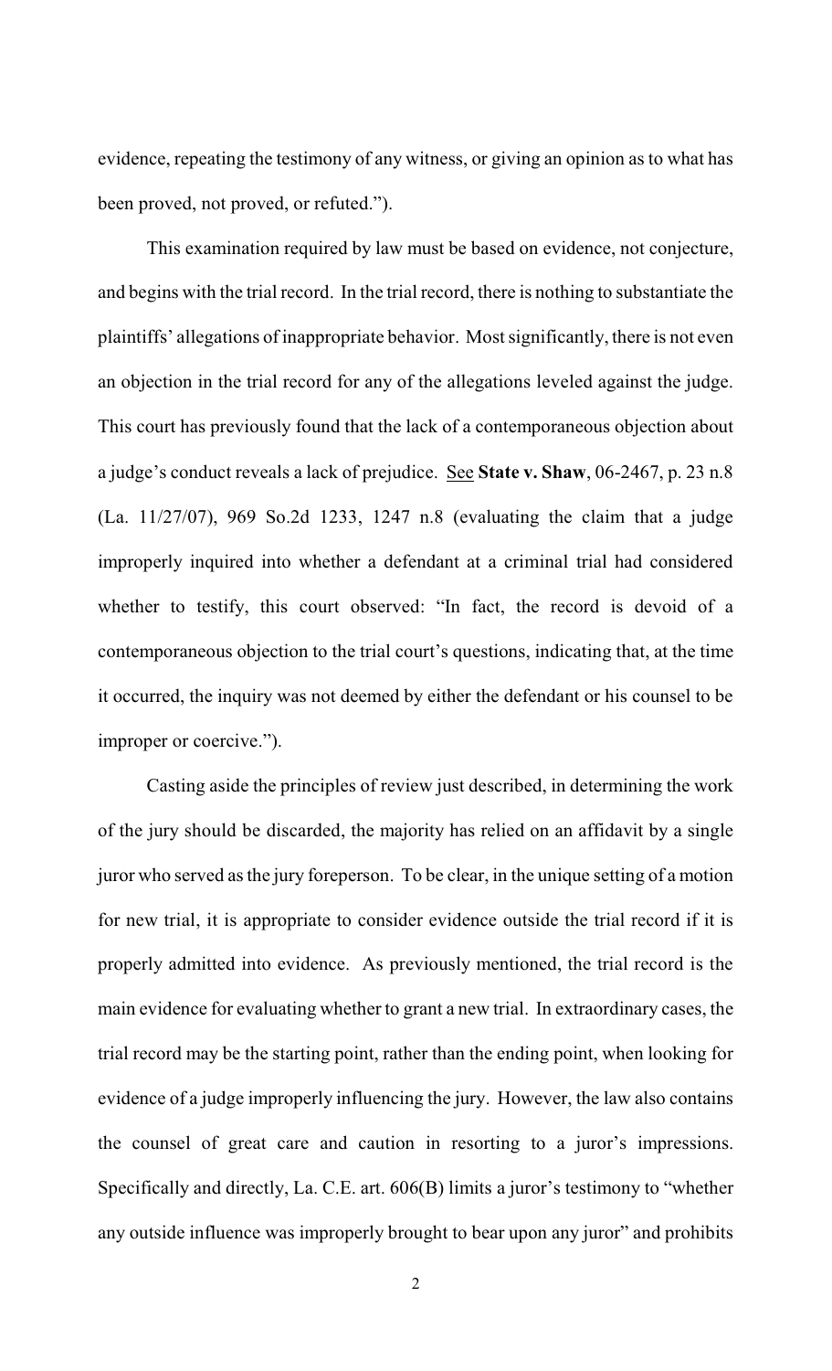evidence, repeating the testimony of any witness, or giving an opinion as to what has been proved, not proved, or refuted.").

This examination required by law must be based on evidence, not conjecture, and begins with the trial record. In the trial record, there is nothing to substantiate the plaintiffs' allegations of inappropriate behavior. Most significantly, there is not even an objection in the trial record for any of the allegations leveled against the judge. This court has previously found that the lack of a contemporaneous objection about a judge's conduct reveals a lack of prejudice. See **State v. Shaw**, 06-2467, p. 23 n.8 (La. 11/27/07), 969 So.2d 1233, 1247 n.8 (evaluating the claim that a judge improperly inquired into whether a defendant at a criminal trial had considered whether to testify, this court observed: "In fact, the record is devoid of a contemporaneous objection to the trial court's questions, indicating that, at the time it occurred, the inquiry was not deemed by either the defendant or his counsel to be improper or coercive.").

Casting aside the principles of review just described, in determining the work of the jury should be discarded, the majority has relied on an affidavit by a single juror who served as the jury foreperson. To be clear, in the unique setting of a motion for new trial, it is appropriate to consider evidence outside the trial record if it is properly admitted into evidence. As previously mentioned, the trial record is the main evidence for evaluating whether to grant a new trial. In extraordinary cases, the trial record may be the starting point, rather than the ending point, when looking for evidence of a judge improperly influencing the jury. However, the law also contains the counsel of great care and caution in resorting to a juror's impressions. Specifically and directly, La. C.E. art. 606(B) limits a juror's testimony to "whether any outside influence was improperly brought to bear upon any juror" and prohibits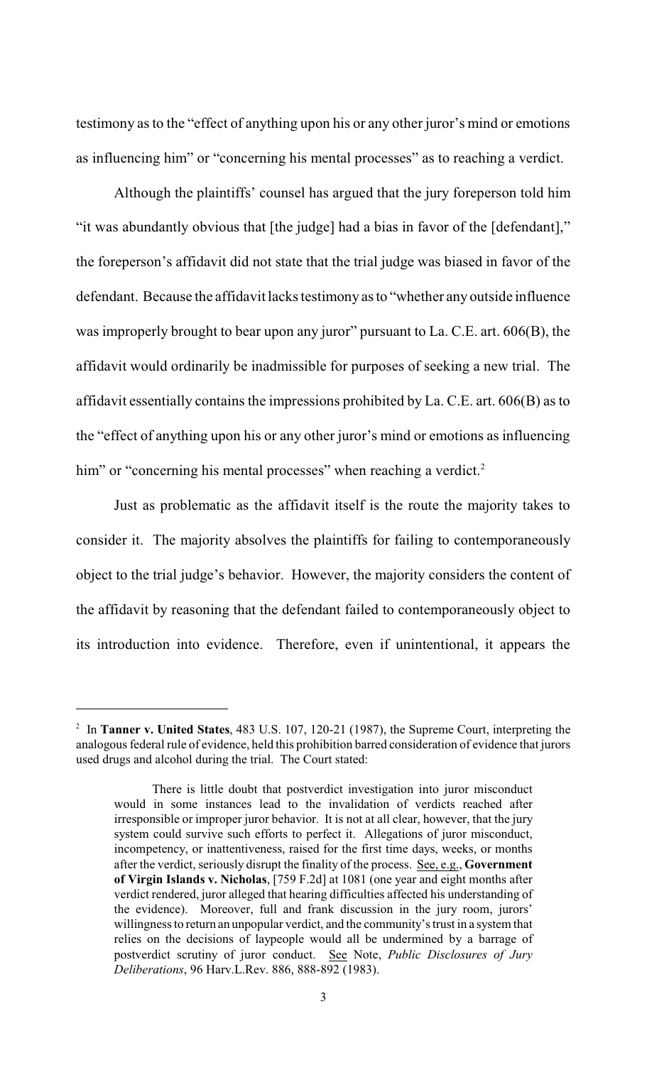testimony as to the "effect of anything upon his or any other juror's mind or emotions as influencing him" or "concerning his mental processes" as to reaching a verdict.

Although the plaintiffs' counsel has argued that the jury foreperson told him "it was abundantly obvious that [the judge] had a bias in favor of the [defendant]," the foreperson's affidavit did not state that the trial judge was biased in favor of the defendant. Because the affidavit lacks testimony as to "whether any outside influence was improperly brought to bear upon any juror" pursuant to La. C.E. art. 606(B), the affidavit would ordinarily be inadmissible for purposes of seeking a new trial. The affidavit essentially contains the impressions prohibited by La. C.E. art. 606(B) as to the "effect of anything upon his or any other juror's mind or emotions as influencing him" or "concerning his mental processes" when reaching a verdict.[2]

Just as problematic as the affidavit itself is the route the majority takes to consider it. The majority absolves the plaintiffs for failing to contemporaneously object to the trial judge's behavior. However, the majority considers the content of the affidavit by reasoning that the defendant failed to contemporaneously object to its introduction into evidence. Therefore, even if unintentional, it appears the

---

[2] In **Tanner v. United States**, 483 U.S. 107, 120-21 (1987), the Supreme Court, interpreting the analogous federal rule of evidence, held this prohibition barred consideration of evidence that jurors used drugs and alcohol during the trial. The Court stated:

> There is little doubt that postverdict investigation into juror misconduct would in some instances lead to the invalidation of verdicts reached after irresponsible or improper juror behavior. It is not at all clear, however, that the jury system could survive such efforts to perfect it. Allegations of juror misconduct, incompetency, or inattentiveness, raised for the first time days, weeks, or months after the verdict, seriously disrupt the finality of the process. See, e.g., **Government of Virgin Islands v. Nicholas**, [759 F.2d] at 1081 (one year and eight months after verdict rendered, juror alleged that hearing difficulties affected his understanding of the evidence). Moreover, full and frank discussion in the jury room, jurors' willingness to return an unpopular verdict, and the community's trust in a system that relies on the decisions of laypeople would all be undermined by a barrage of postverdict scrutiny of juror conduct. See Note, *Public Disclosures of Jury Deliberations*, 96 Harv.L.Rev. 886, 888-892 (1983).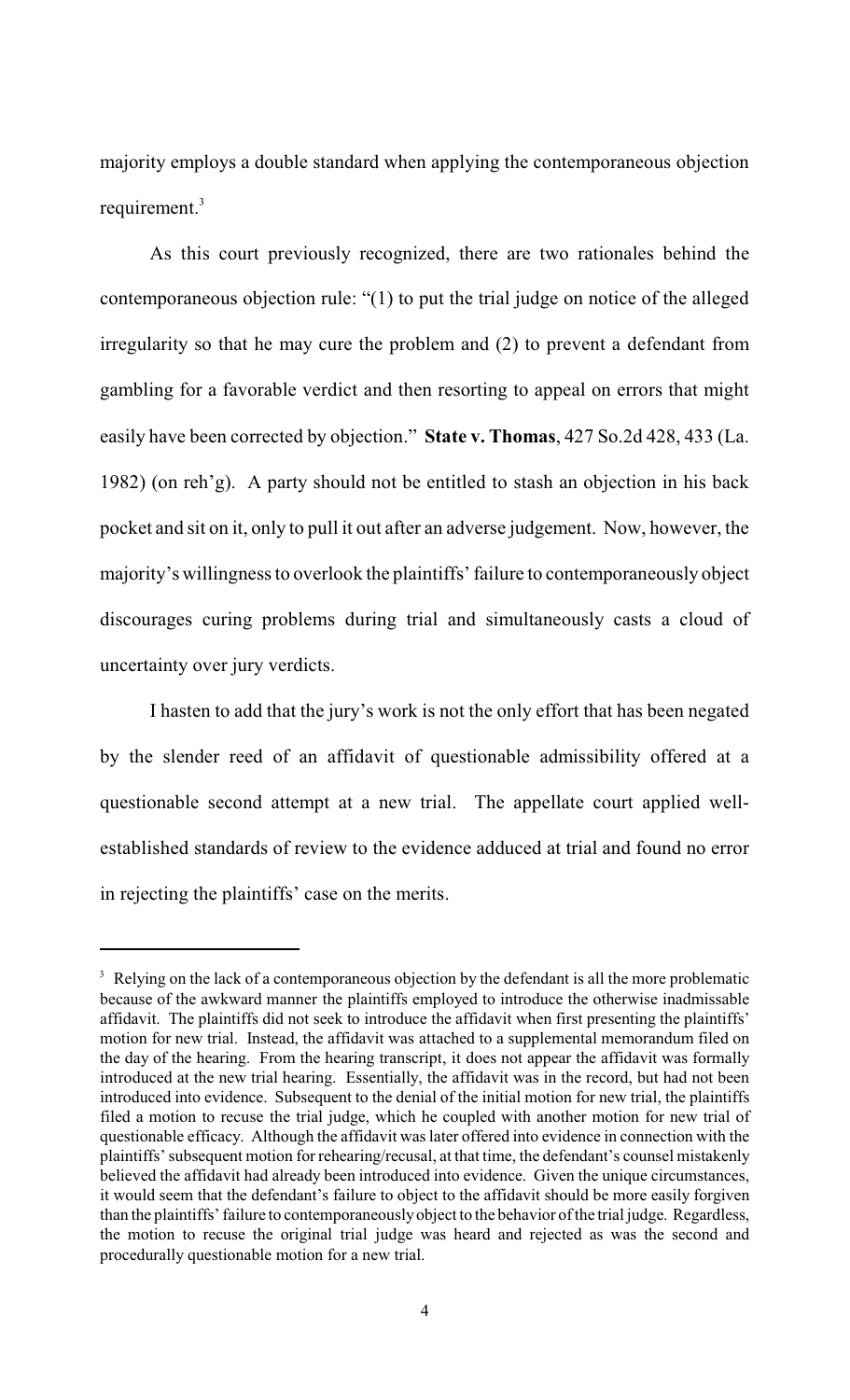majority employs a double standard when applying the contemporaneous objection requirement.[3]

As this court previously recognized, there are two rationales behind the contemporaneous objection rule: "(1) to put the trial judge on notice of the alleged irregularity so that he may cure the problem and (2) to prevent a defendant from gambling for a favorable verdict and then resorting to appeal on errors that might easily have been corrected by objection." **State v. Thomas**, 427 So.2d 428, 433 (La. 1982) (on reh'g). A party should not be entitled to stash an objection in his back pocket and sit on it, only to pull it out after an adverse judgement. Now, however, the majority's willingness to overlook the plaintiffs' failure to contemporaneously object discourages curing problems during trial and simultaneously casts a cloud of uncertainty over jury verdicts.

I hasten to add that the jury's work is not the only effort that has been negated by the slender reed of an affidavit of questionable admissibility offered at a questionable second attempt at a new trial. The appellate court applied well-established standards of review to the evidence adduced at trial and found no error in rejecting the plaintiffs' case on the merits.

---

[3] Relying on the lack of a contemporaneous objection by the defendant is all the more problematic because of the awkward manner the plaintiffs employed to introduce the otherwise inadmissable affidavit. The plaintiffs did not seek to introduce the affidavit when first presenting the plaintiffs' motion for new trial. Instead, the affidavit was attached to a supplemental memorandum filed on the day of the hearing. From the hearing transcript, it does not appear the affidavit was formally introduced at the new trial hearing. Essentially, the affidavit was in the record, but had not been introduced into evidence. Subsequent to the denial of the initial motion for new trial, the plaintiffs filed a motion to recuse the trial judge, which he coupled with another motion for new trial of questionable efficacy. Although the affidavit was later offered into evidence in connection with the plaintiffs' subsequent motion for rehearing/recusal, at that time, the defendant's counsel mistakenly believed the affidavit had already been introduced into evidence. Given the unique circumstances, it would seem that the defendant's failure to object to the affidavit should be more easily forgiven than the plaintiffs' failure to contemporaneously object to the behavior of the trial judge. Regardless, the motion to recuse the original trial judge was heard and rejected as was the second and procedurally questionable motion for a new trial.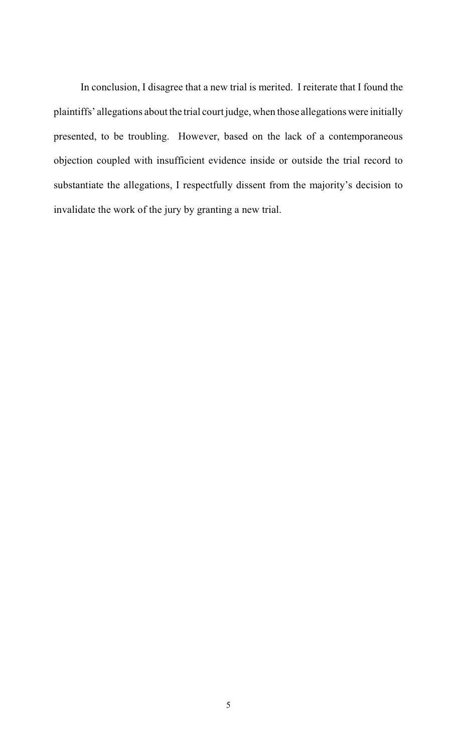In conclusion, I disagree that a new trial is merited. I reiterate that I found the plaintiffs' allegations about the trial court judge, when those allegations were initially presented, to be troubling. However, based on the lack of a contemporaneous objection coupled with insufficient evidence inside or outside the trial record to substantiate the allegations, I respectfully dissent from the majority's decision to invalidate the work of the jury by granting a new trial.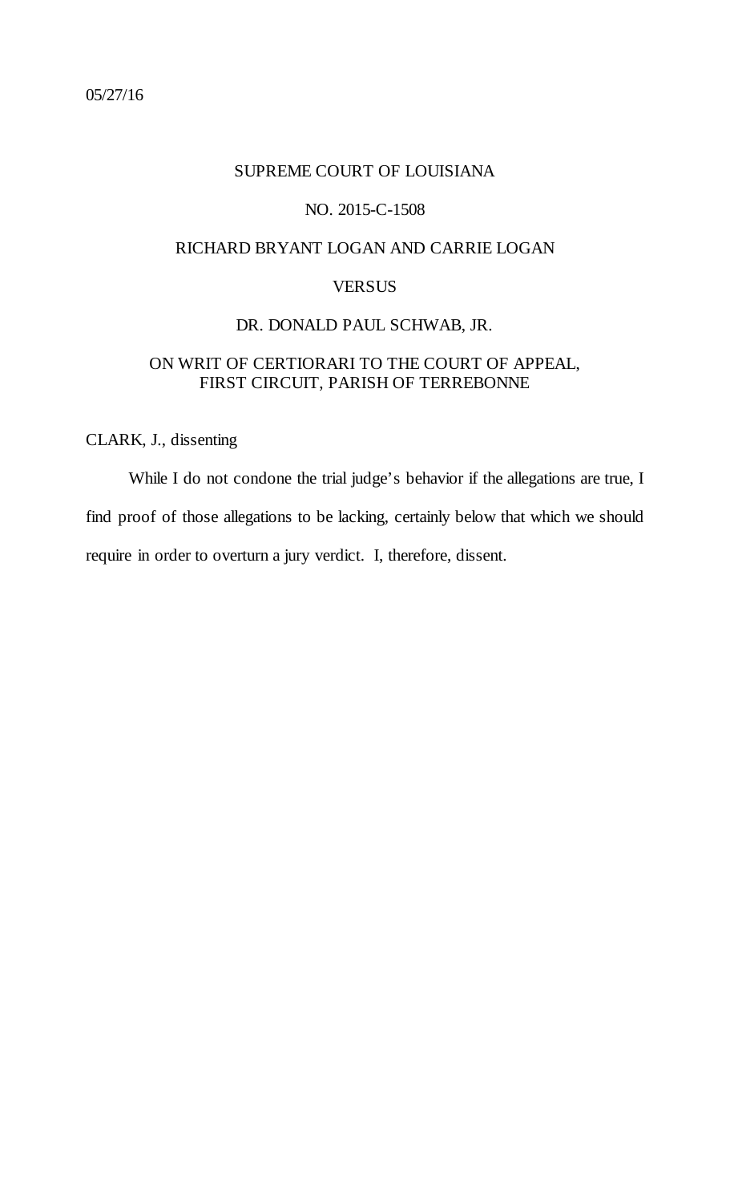05/27/16

SUPREME COURT OF LOUISIANA

NO. 2015-C-1508

RICHARD BRYANT LOGAN AND CARRIE LOGAN

VERSUS

DR. DONALD PAUL SCHWAB, JR.

ON WRIT OF CERTIORARI TO THE COURT OF APPEAL, FIRST CIRCUIT, PARISH OF TERREBONNE

CLARK, J., dissenting

While I do not condone the trial judge's behavior if the allegations are true, I find proof of those allegations to be lacking, certainly below that which we should require in order to overturn a jury verdict. I, therefore, dissent.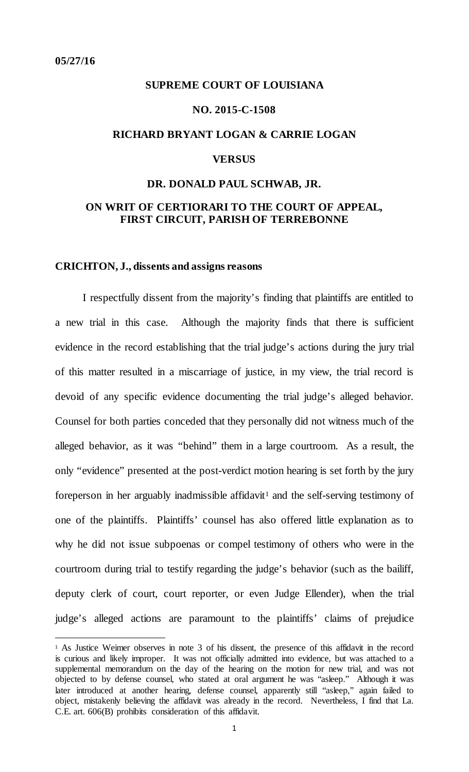**05/27/16**

**SUPREME COURT OF LOUISIANA**

**NO. 2015-C-1508**

**RICHARD BRYANT LOGAN & CARRIE LOGAN**

**VERSUS**

**DR. DONALD PAUL SCHWAB, JR.**

**ON WRIT OF CERTIORARI TO THE COURT OF APPEAL, FIRST CIRCUIT, PARISH OF TERREBONNE**

**CRICHTON, J., dissents and assigns reasons**

I respectfully dissent from the majority's finding that plaintiffs are entitled to a new trial in this case. Although the majority finds that there is sufficient evidence in the record establishing that the trial judge's actions during the jury trial of this matter resulted in a miscarriage of justice, in my view, the trial record is devoid of any specific evidence documenting the trial judge's alleged behavior. Counsel for both parties conceded that they personally did not witness much of the alleged behavior, as it was "behind" them in a large courtroom. As a result, the only "evidence" presented at the post-verdict motion hearing is set forth by the jury foreperson in her arguably inadmissible affidavit[1] and the self-serving testimony of one of the plaintiffs. Plaintiffs' counsel has also offered little explanation as to why he did not issue subpoenas or compel testimony of others who were in the courtroom during trial to testify regarding the judge's behavior (such as the bailiff, deputy clerk of court, court reporter, or even Judge Ellender), when the trial judge's alleged actions are paramount to the plaintiffs' claims of prejudice

[1] As Justice Weimer observes in note 3 of his dissent, the presence of this affidavit in the record is curious and likely improper. It was not officially admitted into evidence, but was attached to a supplemental memorandum on the day of the hearing on the motion for new trial, and was not objected to by defense counsel, who stated at oral argument he was "asleep." Although it was later introduced at another hearing, defense counsel, apparently still "asleep," again failed to object, mistakenly believing the affidavit was already in the record. Nevertheless, I find that La. C.E. art. 606(B) prohibits consideration of this affidavit.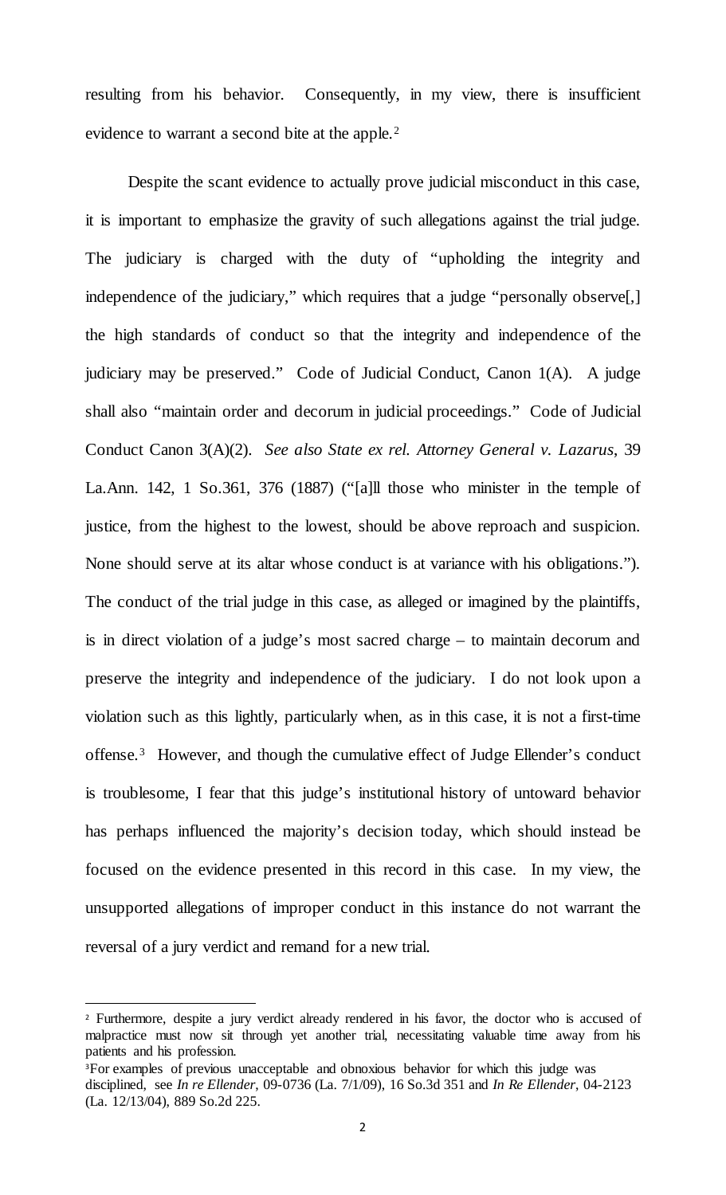resulting from his behavior. Consequently, in my view, there is insufficient evidence to warrant a second bite at the apple.[2]

Despite the scant evidence to actually prove judicial misconduct in this case, it is important to emphasize the gravity of such allegations against the trial judge. The judiciary is charged with the duty of "upholding the integrity and independence of the judiciary," which requires that a judge "personally observe[,] the high standards of conduct so that the integrity and independence of the judiciary may be preserved." Code of Judicial Conduct, Canon 1(A). A judge shall also "maintain order and decorum in judicial proceedings." Code of Judicial Conduct Canon 3(A)(2). *See also State ex rel. Attorney General v. Lazarus*, 39 La.Ann. 142, 1 So.361, 376 (1887) ("[a]ll those who minister in the temple of justice, from the highest to the lowest, should be above reproach and suspicion. None should serve at its altar whose conduct is at variance with his obligations."). The conduct of the trial judge in this case, as alleged or imagined by the plaintiffs, is in direct violation of a judge's most sacred charge – to maintain decorum and preserve the integrity and independence of the judiciary. I do not look upon a violation such as this lightly, particularly when, as in this case, it is not a first-time offense.[3] However, and though the cumulative effect of Judge Ellender's conduct is troublesome, I fear that this judge's institutional history of untoward behavior has perhaps influenced the majority's decision today, which should instead be focused on the evidence presented in this record in this case. In my view, the unsupported allegations of improper conduct in this instance do not warrant the reversal of a jury verdict and remand for a new trial.

[2] Furthermore, despite a jury verdict already rendered in his favor, the doctor who is accused of malpractice must now sit through yet another trial, necessitating valuable time away from his patients and his profession.

[3] For examples of previous unacceptable and obnoxious behavior for which this judge was disciplined, see *In re Ellender*, 09-0736 (La. 7/1/09), 16 So.3d 351 and *In Re Ellender*, 04-2123 (La. 12/13/04), 889 So.2d 225.